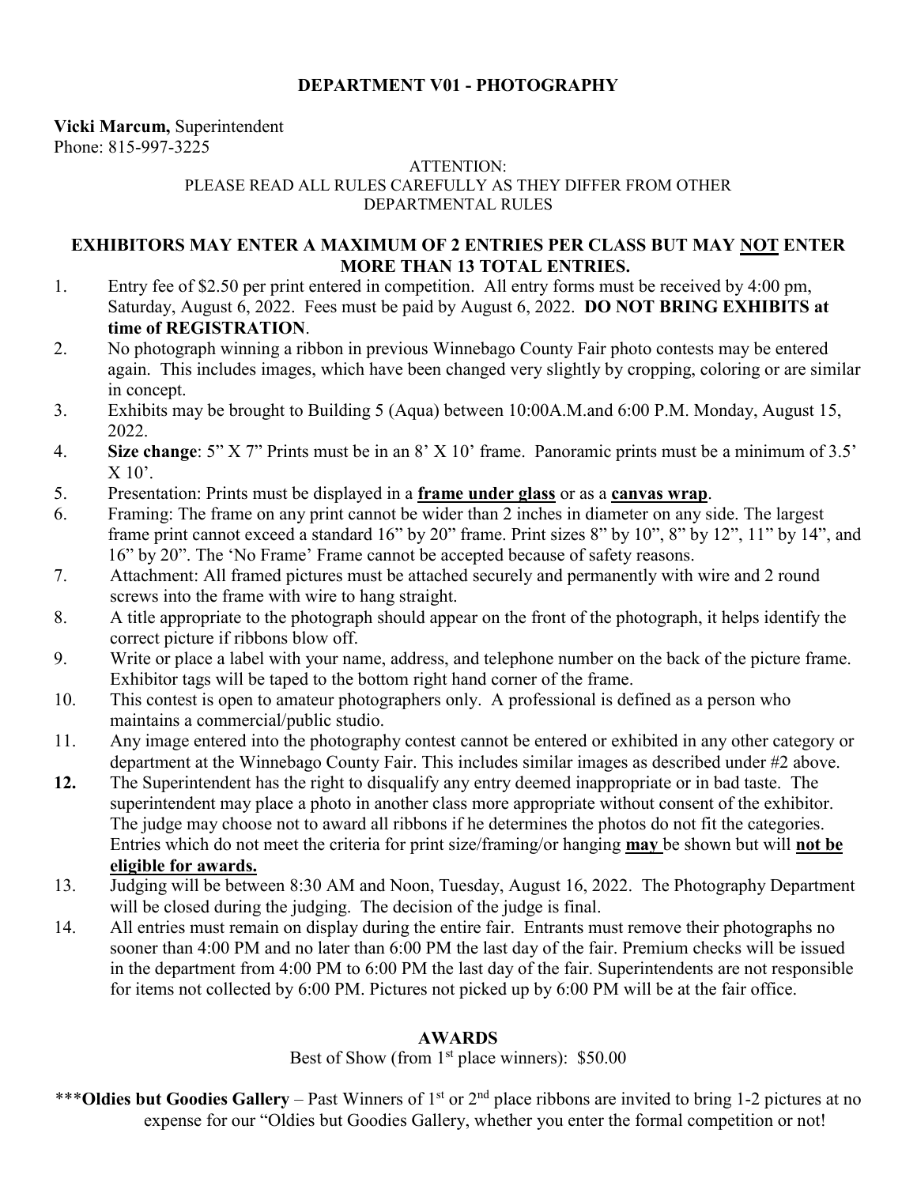# DEPARTMENT V01 - PHOTOGRAPHY

**Vicki Marcum,** Superintendent
Phone: 815-997-3225

ATTENTION:
PLEASE READ ALL RULES CAREFULLY AS THEY DIFFER FROM OTHER DEPARTMENTAL RULES

**EXHIBITORS MAY ENTER A MAXIMUM OF 2 ENTRIES PER CLASS BUT MAY NOT ENTER MORE THAN 13 TOTAL ENTRIES.**

1. Entry fee of $2.50 per print entered in competition. All entry forms must be received by 4:00 pm, Saturday, August 6, 2022. Fees must be paid by August 6, 2022. **DO NOT BRING EXHIBITS at time of REGISTRATION**.
2. No photograph winning a ribbon in previous Winnebago County Fair photo contests may be entered again. This includes images, which have been changed very slightly by cropping, coloring or are similar in concept.
3. Exhibits may be brought to Building 5 (Aqua) between 10:00A.M.and 6:00 P.M. Monday, August 15, 2022.
4. **Size change**: 5" X 7" Prints must be in an 8' X 10' frame. Panoramic prints must be a minimum of 3.5' X 10'.
5. Presentation: Prints must be displayed in a **frame under glass** or as a **canvas wrap**.
6. Framing: The frame on any print cannot be wider than 2 inches in diameter on any side. The largest frame print cannot exceed a standard 16" by 20" frame. Print sizes 8" by 10", 8" by 12", 11" by 14", and 16" by 20". The 'No Frame' Frame cannot be accepted because of safety reasons.
7. Attachment: All framed pictures must be attached securely and permanently with wire and 2 round screws into the frame with wire to hang straight.
8. A title appropriate to the photograph should appear on the front of the photograph, it helps identify the correct picture if ribbons blow off.
9. Write or place a label with your name, address, and telephone number on the back of the picture frame. Exhibitor tags will be taped to the bottom right hand corner of the frame.
10. This contest is open to amateur photographers only. A professional is defined as a person who maintains a commercial/public studio.
11. Any image entered into the photography contest cannot be entered or exhibited in any other category or department at the Winnebago County Fair. This includes similar images as described under #2 above.
12. The Superintendent has the right to disqualify any entry deemed inappropriate or in bad taste. The superintendent may place a photo in another class more appropriate without consent of the exhibitor. The judge may choose not to award all ribbons if he determines the photos do not fit the categories. Entries which do not meet the criteria for print size/framing/or hanging **may** be shown but will **not be eligible for awards.**
13. Judging will be between 8:30 AM and Noon, Tuesday, August 16, 2022. The Photography Department will be closed during the judging. The decision of the judge is final.
14. All entries must remain on display during the entire fair. Entrants must remove their photographs no sooner than 4:00 PM and no later than 6:00 PM the last day of the fair. Premium checks will be issued in the department from 4:00 PM to 6:00 PM the last day of the fair. Superintendents are not responsible for items not collected by 6:00 PM. Pictures not picked up by 6:00 PM will be at the fair office.

## AWARDS

Best of Show (from 1st place winners): $50.00

***__Oldies but Goodies Gallery__ – Past Winners of 1st or 2nd place ribbons are invited to bring 1-2 pictures at no expense for our "Oldies but Goodies Gallery, whether you enter the formal competition or not!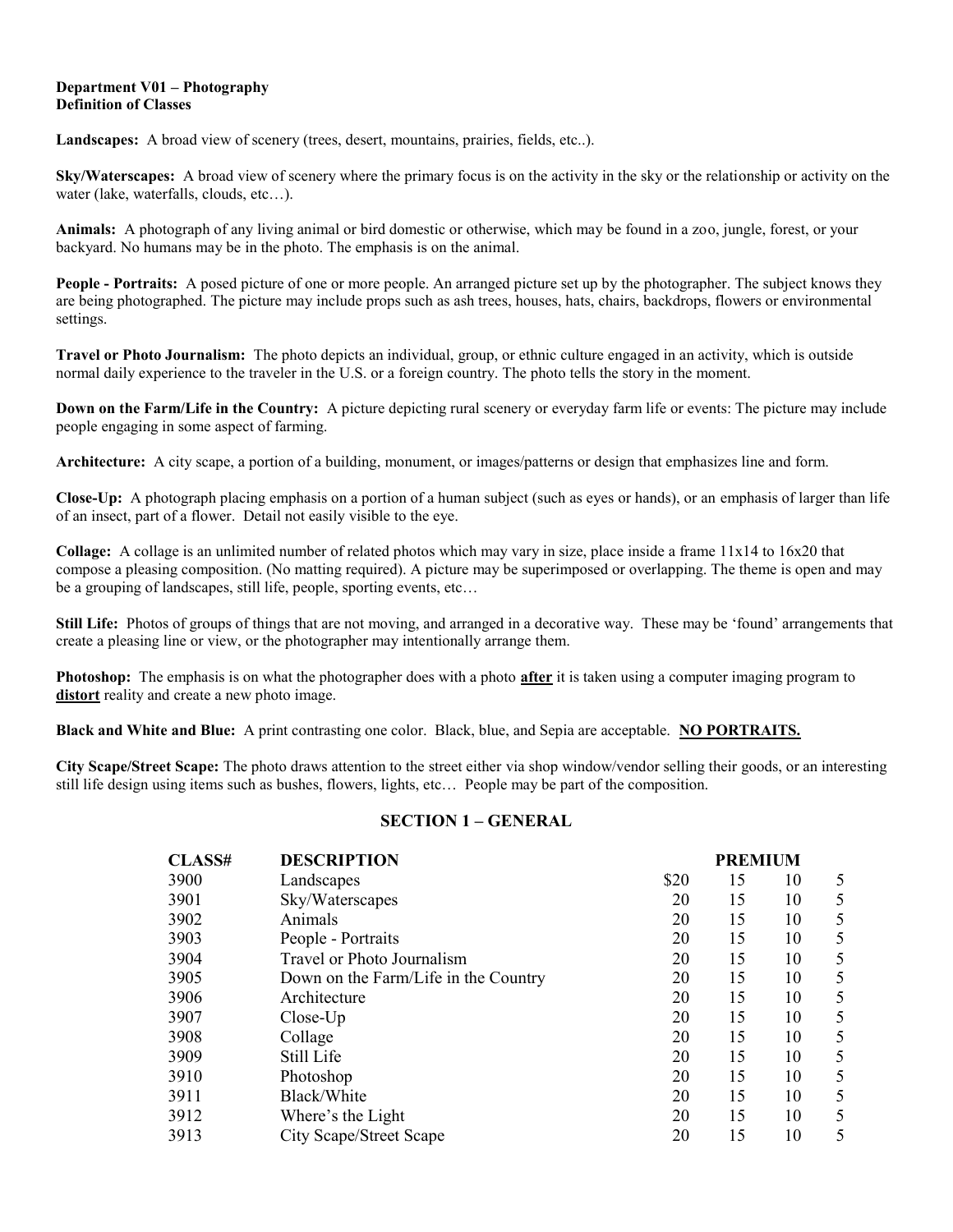**Department V01 – Photography**
**Definition of Classes**

**Landscapes:** A broad view of scenery (trees, desert, mountains, prairies, fields, etc..).

**Sky/Waterscapes:** A broad view of scenery where the primary focus is on the activity in the sky or the relationship or activity on the water (lake, waterfalls, clouds, etc…).

**Animals:** A photograph of any living animal or bird domestic or otherwise, which may be found in a zoo, jungle, forest, or your backyard. No humans may be in the photo. The emphasis is on the animal.

**People - Portraits:** A posed picture of one or more people. An arranged picture set up by the photographer. The subject knows they are being photographed. The picture may include props such as ash trees, houses, hats, chairs, backdrops, flowers or environmental settings.

**Travel or Photo Journalism:** The photo depicts an individual, group, or ethnic culture engaged in an activity, which is outside normal daily experience to the traveler in the U.S. or a foreign country. The photo tells the story in the moment.

**Down on the Farm/Life in the Country:** A picture depicting rural scenery or everyday farm life or events: The picture may include people engaging in some aspect of farming.

**Architecture:** A city scape, a portion of a building, monument, or images/patterns or design that emphasizes line and form.

**Close-Up:** A photograph placing emphasis on a portion of a human subject (such as eyes or hands), or an emphasis of larger than life of an insect, part of a flower. Detail not easily visible to the eye.

**Collage:** A collage is an unlimited number of related photos which may vary in size, place inside a frame 11x14 to 16x20 that compose a pleasing composition. (No matting required). A picture may be superimposed or overlapping. The theme is open and may be a grouping of landscapes, still life, people, sporting events, etc…

**Still Life:** Photos of groups of things that are not moving, and arranged in a decorative way. These may be 'found' arrangements that create a pleasing line or view, or the photographer may intentionally arrange them.

**Photoshop:** The emphasis is on what the photographer does with a photo **after** it is taken using a computer imaging program to **distort** reality and create a new photo image.

**Black and White and Blue:** A print contrasting one color. Black, blue, and Sepia are acceptable. **NO PORTRAITS.**

**City Scape/Street Scape:** The photo draws attention to the street either via shop window/vendor selling their goods, or an interesting still life design using items such as bushes, flowers, lights, etc… People may be part of the composition.

## SECTION 1 – GENERAL

| CLASS# | DESCRIPTION | PREMIUM | | | |
|---|---|---|---|---|---|
| 3900 | Landscapes | $20 | 15 | 10 | 5 |
| 3901 | Sky/Waterscapes | 20 | 15 | 10 | 5 |
| 3902 | Animals | 20 | 15 | 10 | 5 |
| 3903 | People - Portraits | 20 | 15 | 10 | 5 |
| 3904 | Travel or Photo Journalism | 20 | 15 | 10 | 5 |
| 3905 | Down on the Farm/Life in the Country | 20 | 15 | 10 | 5 |
| 3906 | Architecture | 20 | 15 | 10 | 5 |
| 3907 | Close-Up | 20 | 15 | 10 | 5 |
| 3908 | Collage | 20 | 15 | 10 | 5 |
| 3909 | Still Life | 20 | 15 | 10 | 5 |
| 3910 | Photoshop | 20 | 15 | 10 | 5 |
| 3911 | Black/White | 20 | 15 | 10 | 5 |
| 3912 | Where's the Light | 20 | 15 | 10 | 5 |
| 3913 | City Scape/Street Scape | 20 | 15 | 10 | 5 |